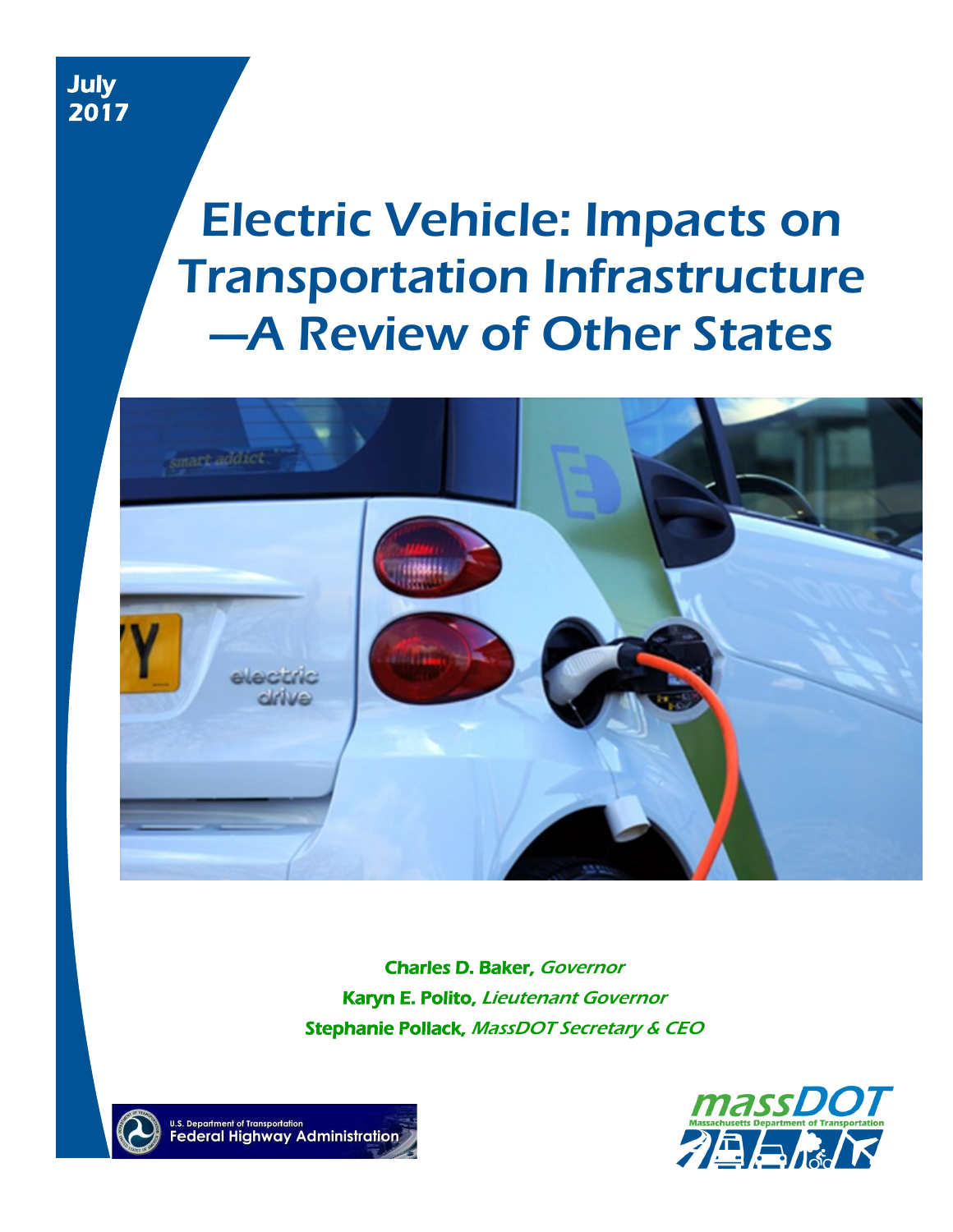July
2017

# Electric Vehicle: Impacts on Transportation Infrastructure —A Review of Other States

**Charles D. Baker,** *Governor*

**Karyn E. Polito,** *Lieutenant Governor*

**Stephanie Pollack,** *MassDOT Secretary & CEO*

U.S. Department of Transportation
Federal Highway Administration

massDOT
Massachusetts Department of Transportation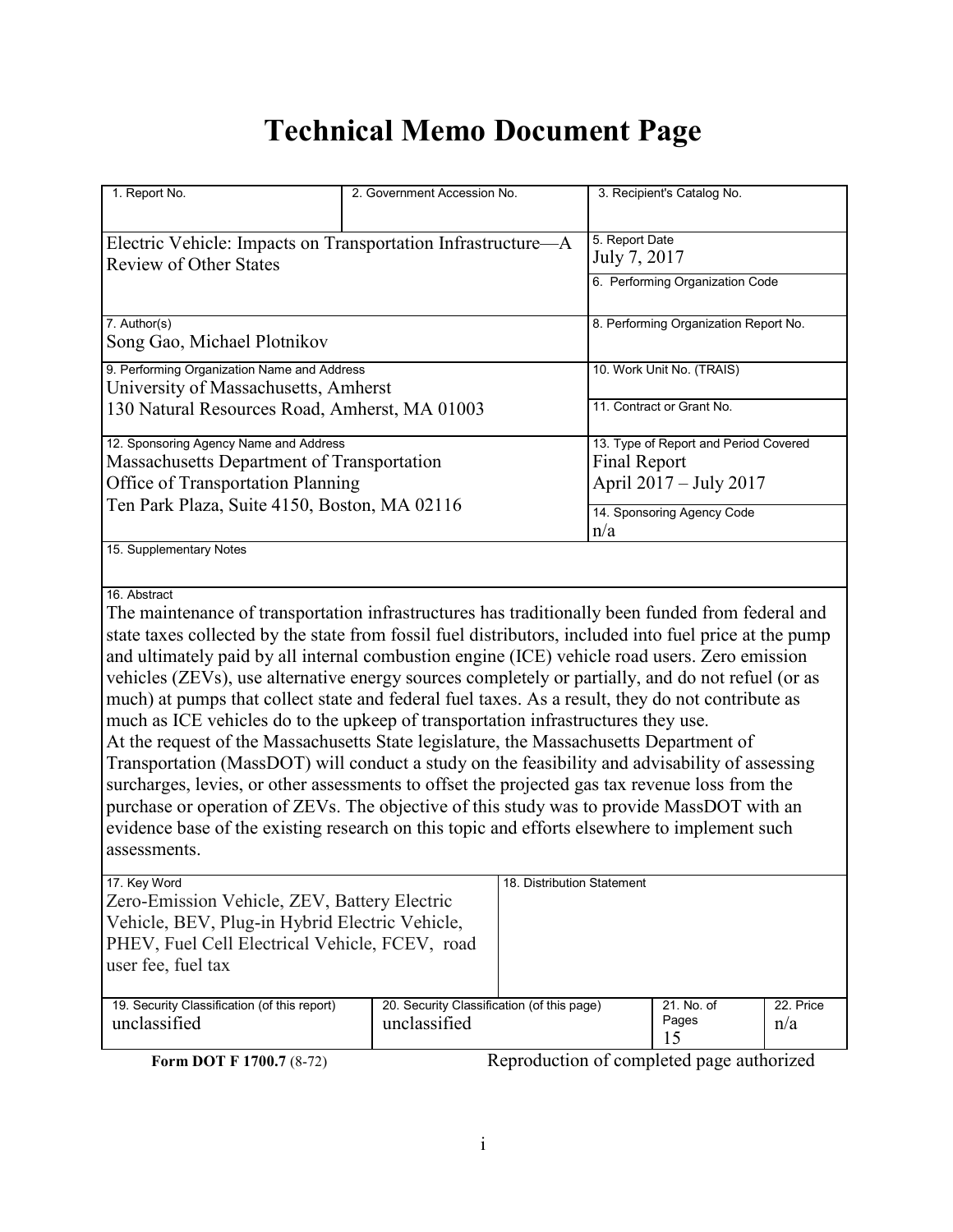# Technical Memo Document Page

| 1. Report No. | 2. Government Accession No. | 3. Recipient's Catalog No. |
|---|---|---|
| Electric Vehicle: Impacts on Transportation Infrastructure—A Review of Other States | | 5. Report Date<br>July 7, 2017 |
| | | 6. Performing Organization Code |
| 7. Author(s)<br>Song Gao, Michael Plotnikov | | 8. Performing Organization Report No. |
| 9. Performing Organization Name and Address<br>University of Massachusetts, Amherst<br>130 Natural Resources Road, Amherst, MA 01003 | | 10. Work Unit No. (TRAIS) |
| | | 11. Contract or Grant No. |
| 12. Sponsoring Agency Name and Address<br>Massachusetts Department of Transportation<br>Office of Transportation Planning<br>Ten Park Plaza, Suite 4150, Boston, MA 02116 | | 13. Type of Report and Period Covered<br>Final Report<br>April 2017 – July 2017 |
| | | 14. Sponsoring Agency Code<br>n/a |
| 15. Supplementary Notes | | |

16. Abstract

The maintenance of transportation infrastructures has traditionally been funded from federal and state taxes collected by the state from fossil fuel distributors, included into fuel price at the pump and ultimately paid by all internal combustion engine (ICE) vehicle road users. Zero emission vehicles (ZEVs), use alternative energy sources completely or partially, and do not refuel (or as much) at pumps that collect state and federal fuel taxes. As a result, they do not contribute as much as ICE vehicles do to the upkeep of transportation infrastructures they use.
At the request of the Massachusetts State legislature, the Massachusetts Department of Transportation (MassDOT) will conduct a study on the feasibility and advisability of assessing surcharges, levies, or other assessments to offset the projected gas tax revenue loss from the purchase or operation of ZEVs. The objective of this study was to provide MassDOT with an evidence base of the existing research on this topic and efforts elsewhere to implement such assessments.

| 17. Key Word | 18. Distribution Statement |
|---|---|
| Zero-Emission Vehicle, ZEV, Battery Electric Vehicle, BEV, Plug-in Hybrid Electric Vehicle, PHEV, Fuel Cell Electrical Vehicle, FCEV, road user fee, fuel tax | |

| 19. Security Classification (of this report) | 20. Security Classification (of this page) | 21. No. of Pages | 22. Price |
|---|---|---|---|
| unclassified | unclassified | 15 | n/a |

**Form DOT F 1700.7** (8-72) Reproduction of completed page authorized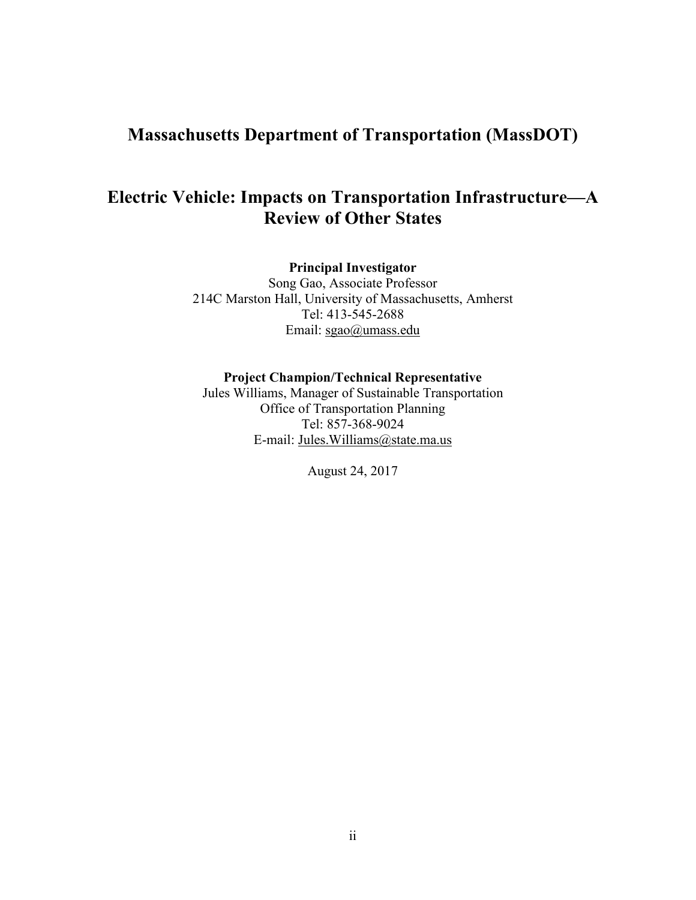# Massachusetts Department of Transportation (MassDOT)

## Electric Vehicle: Impacts on Transportation Infrastructure—A Review of Other States

**Principal Investigator**
Song Gao, Associate Professor
214C Marston Hall, University of Massachusetts, Amherst
Tel: 413-545-2688
Email: sgao@umass.edu

**Project Champion/Technical Representative**
Jules Williams, Manager of Sustainable Transportation
Office of Transportation Planning
Tel: 857-368-9024
E-mail: Jules.Williams@state.ma.us

August 24, 2017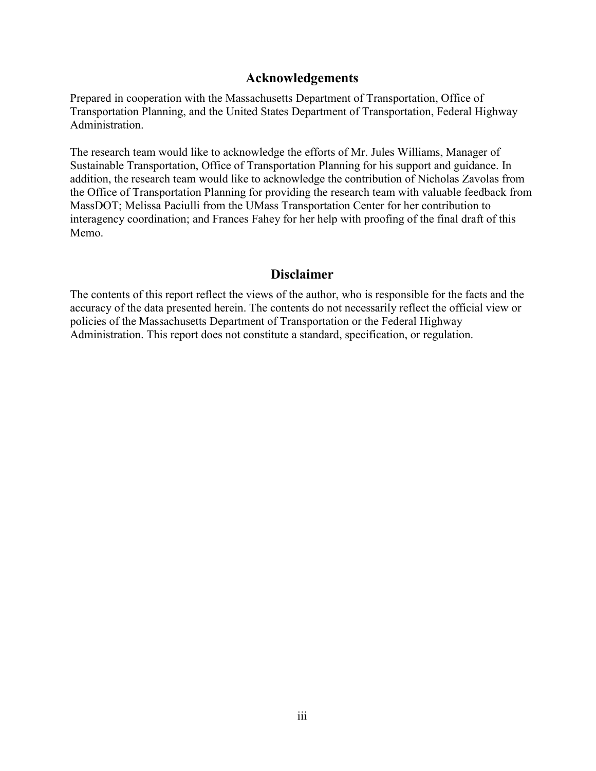## Acknowledgements

Prepared in cooperation with the Massachusetts Department of Transportation, Office of Transportation Planning, and the United States Department of Transportation, Federal Highway Administration.

The research team would like to acknowledge the efforts of Mr. Jules Williams, Manager of Sustainable Transportation, Office of Transportation Planning for his support and guidance. In addition, the research team would like to acknowledge the contribution of Nicholas Zavolas from the Office of Transportation Planning for providing the research team with valuable feedback from MassDOT; Melissa Paciulli from the UMass Transportation Center for her contribution to interagency coordination; and Frances Fahey for her help with proofing of the final draft of this Memo.

## Disclaimer

The contents of this report reflect the views of the author, who is responsible for the facts and the accuracy of the data presented herein. The contents do not necessarily reflect the official view or policies of the Massachusetts Department of Transportation or the Federal Highway Administration. This report does not constitute a standard, specification, or regulation.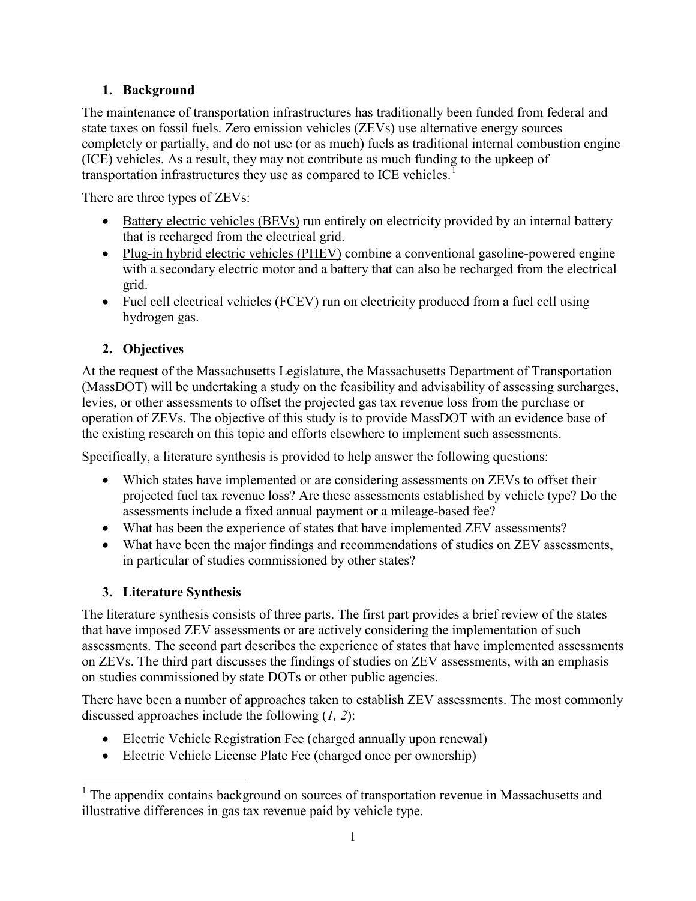## 1. Background

The maintenance of transportation infrastructures has traditionally been funded from federal and state taxes on fossil fuels. Zero emission vehicles (ZEVs) use alternative energy sources completely or partially, and do not use (or as much) fuels as traditional internal combustion engine (ICE) vehicles. As a result, they may not contribute as much funding to the upkeep of transportation infrastructures they use as compared to ICE vehicles.[1]

There are three types of ZEVs:

- Battery electric vehicles (BEVs) run entirely on electricity provided by an internal battery that is recharged from the electrical grid.
- Plug-in hybrid electric vehicles (PHEV) combine a conventional gasoline-powered engine with a secondary electric motor and a battery that can also be recharged from the electrical grid.
- Fuel cell electrical vehicles (FCEV) run on electricity produced from a fuel cell using hydrogen gas.

## 2. Objectives

At the request of the Massachusetts Legislature, the Massachusetts Department of Transportation (MassDOT) will be undertaking a study on the feasibility and advisability of assessing surcharges, levies, or other assessments to offset the projected gas tax revenue loss from the purchase or operation of ZEVs. The objective of this study is to provide MassDOT with an evidence base of the existing research on this topic and efforts elsewhere to implement such assessments.

Specifically, a literature synthesis is provided to help answer the following questions:

- Which states have implemented or are considering assessments on ZEVs to offset their projected fuel tax revenue loss? Are these assessments established by vehicle type? Do the assessments include a fixed annual payment or a mileage-based fee?
- What has been the experience of states that have implemented ZEV assessments?
- What have been the major findings and recommendations of studies on ZEV assessments, in particular of studies commissioned by other states?

## 3. Literature Synthesis

The literature synthesis consists of three parts. The first part provides a brief review of the states that have imposed ZEV assessments or are actively considering the implementation of such assessments. The second part describes the experience of states that have implemented assessments on ZEVs. The third part discusses the findings of studies on ZEV assessments, with an emphasis on studies commissioned by state DOTs or other public agencies.

There have been a number of approaches taken to establish ZEV assessments. The most commonly discussed approaches include the following (*1, 2*):

- Electric Vehicle Registration Fee (charged annually upon renewal)
- Electric Vehicle License Plate Fee (charged once per ownership)

[1] The appendix contains background on sources of transportation revenue in Massachusetts and illustrative differences in gas tax revenue paid by vehicle type.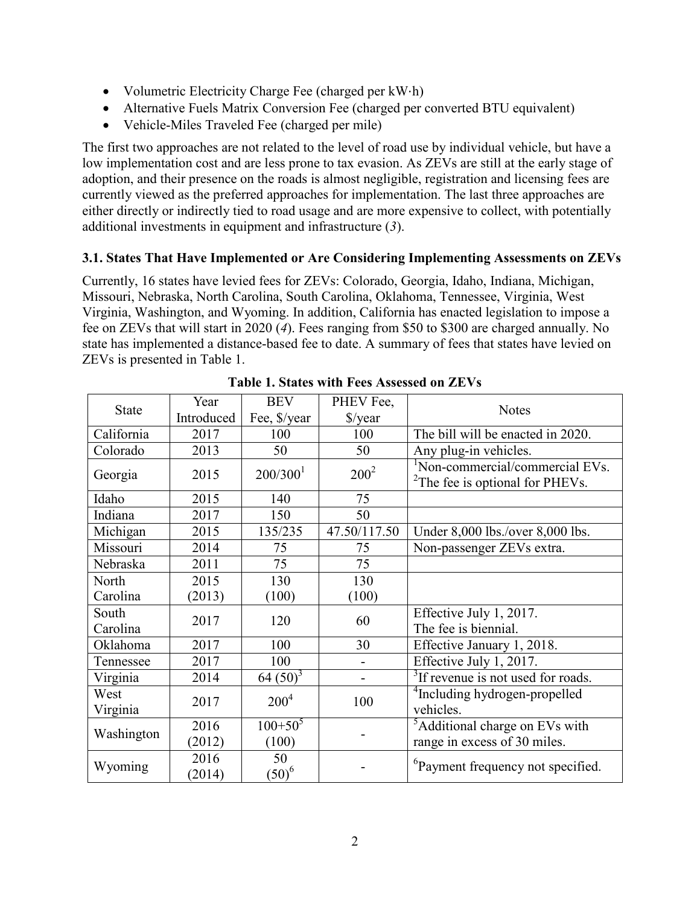- Volumetric Electricity Charge Fee (charged per kW·h)
- Alternative Fuels Matrix Conversion Fee (charged per converted BTU equivalent)
- Vehicle-Miles Traveled Fee (charged per mile)

The first two approaches are not related to the level of road use by individual vehicle, but have a low implementation cost and are less prone to tax evasion. As ZEVs are still at the early stage of adoption, and their presence on the roads is almost negligible, registration and licensing fees are currently viewed as the preferred approaches for implementation. The last three approaches are either directly or indirectly tied to road usage and are more expensive to collect, with potentially additional investments in equipment and infrastructure (*3*).

### 3.1. States That Have Implemented or Are Considering Implementing Assessments on ZEVs

Currently, 16 states have levied fees for ZEVs: Colorado, Georgia, Idaho, Indiana, Michigan, Missouri, Nebraska, North Carolina, South Carolina, Oklahoma, Tennessee, Virginia, West Virginia, Washington, and Wyoming. In addition, California has enacted legislation to impose a fee on ZEVs that will start in 2020 (*4*). Fees ranging from \$50 to \$300 are charged annually. No state has implemented a distance-based fee to date. A summary of fees that states have levied on ZEVs is presented in Table 1.

**Table 1. States with Fees Assessed on ZEVs**

| State | Year Introduced | BEV Fee, \$/year | PHEV Fee, \$/year | Notes |
|---|---|---|---|---|
| California | 2017 | 100 | 100 | The bill will be enacted in 2020. |
| Colorado | 2013 | 50 | 50 | Any plug-in vehicles. |
| Georgia | 2015 | 200/300[1] | 200[2] | [1]Non-commercial/commercial EVs. [2]The fee is optional for PHEVs. |
| Idaho | 2015 | 140 | 75 | |
| Indiana | 2017 | 150 | 50 | |
| Michigan | 2015 | 135/235 | 47.50/117.50 | Under 8,000 lbs./over 8,000 lbs. |
| Missouri | 2014 | 75 | 75 | Non-passenger ZEVs extra. |
| Nebraska | 2011 | 75 | 75 | |
| North Carolina | 2015 (2013) | 130 (100) | 130 (100) | |
| South Carolina | 2017 | 120 | 60 | Effective July 1, 2017. The fee is biennial. |
| Oklahoma | 2017 | 100 | 30 | Effective January 1, 2018. |
| Tennessee | 2017 | 100 | - | Effective July 1, 2017. |
| Virginia | 2014 | 64 (50)[3] | - | [3]If revenue is not used for roads. |
| West Virginia | 2017 | 200[4] | 100 | [4]Including hydrogen-propelled vehicles. |
| Washington | 2016 (2012) | 100+50[5] (100) | - | [5]Additional charge on EVs with range in excess of 30 miles. |
| Wyoming | 2016 (2014) | 50 (50)[6] | - | [6]Payment frequency not specified. |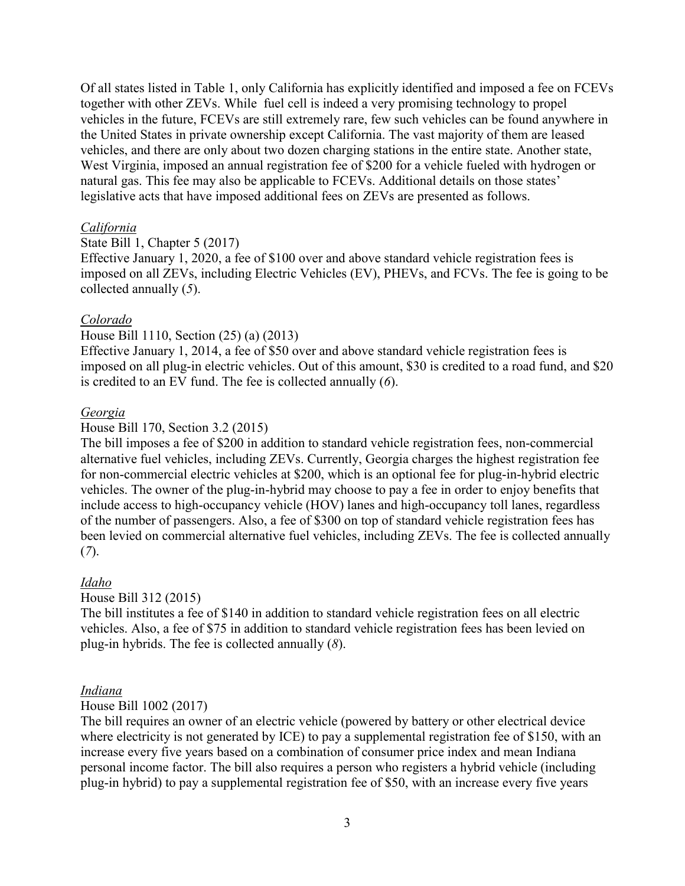Of all states listed in Table 1, only California has explicitly identified and imposed a fee on FCEVs together with other ZEVs. While fuel cell is indeed a very promising technology to propel vehicles in the future, FCEVs are still extremely rare, few such vehicles can be found anywhere in the United States in private ownership except California. The vast majority of them are leased vehicles, and there are only about two dozen charging stations in the entire state. Another state, West Virginia, imposed an annual registration fee of $200 for a vehicle fueled with hydrogen or natural gas. This fee may also be applicable to FCEVs. Additional details on those states' legislative acts that have imposed additional fees on ZEVs are presented as follows.

*California*

State Bill 1, Chapter 5 (2017)

Effective January 1, 2020, a fee of $100 over and above standard vehicle registration fees is imposed on all ZEVs, including Electric Vehicles (EV), PHEVs, and FCVs. The fee is going to be collected annually (*5*).

*Colorado*

House Bill 1110, Section (25) (a) (2013)

Effective January 1, 2014, a fee of $50 over and above standard vehicle registration fees is imposed on all plug-in electric vehicles. Out of this amount, $30 is credited to a road fund, and $20 is credited to an EV fund. The fee is collected annually (*6*).

*Georgia*

House Bill 170, Section 3.2 (2015)

The bill imposes a fee of $200 in addition to standard vehicle registration fees, non-commercial alternative fuel vehicles, including ZEVs. Currently, Georgia charges the highest registration fee for non-commercial electric vehicles at $200, which is an optional fee for plug-in-hybrid electric vehicles. The owner of the plug-in-hybrid may choose to pay a fee in order to enjoy benefits that include access to high-occupancy vehicle (HOV) lanes and high-occupancy toll lanes, regardless of the number of passengers. Also, a fee of $300 on top of standard vehicle registration fees has been levied on commercial alternative fuel vehicles, including ZEVs. The fee is collected annually (*7*).

*Idaho*

House Bill 312 (2015)

The bill institutes a fee of $140 in addition to standard vehicle registration fees on all electric vehicles. Also, a fee of $75 in addition to standard vehicle registration fees has been levied on plug-in hybrids. The fee is collected annually (*8*).

*Indiana*

House Bill 1002 (2017)

The bill requires an owner of an electric vehicle (powered by battery or other electrical device where electricity is not generated by ICE) to pay a supplemental registration fee of $150, with an increase every five years based on a combination of consumer price index and mean Indiana personal income factor. The bill also requires a person who registers a hybrid vehicle (including plug-in hybrid) to pay a supplemental registration fee of $50, with an increase every five years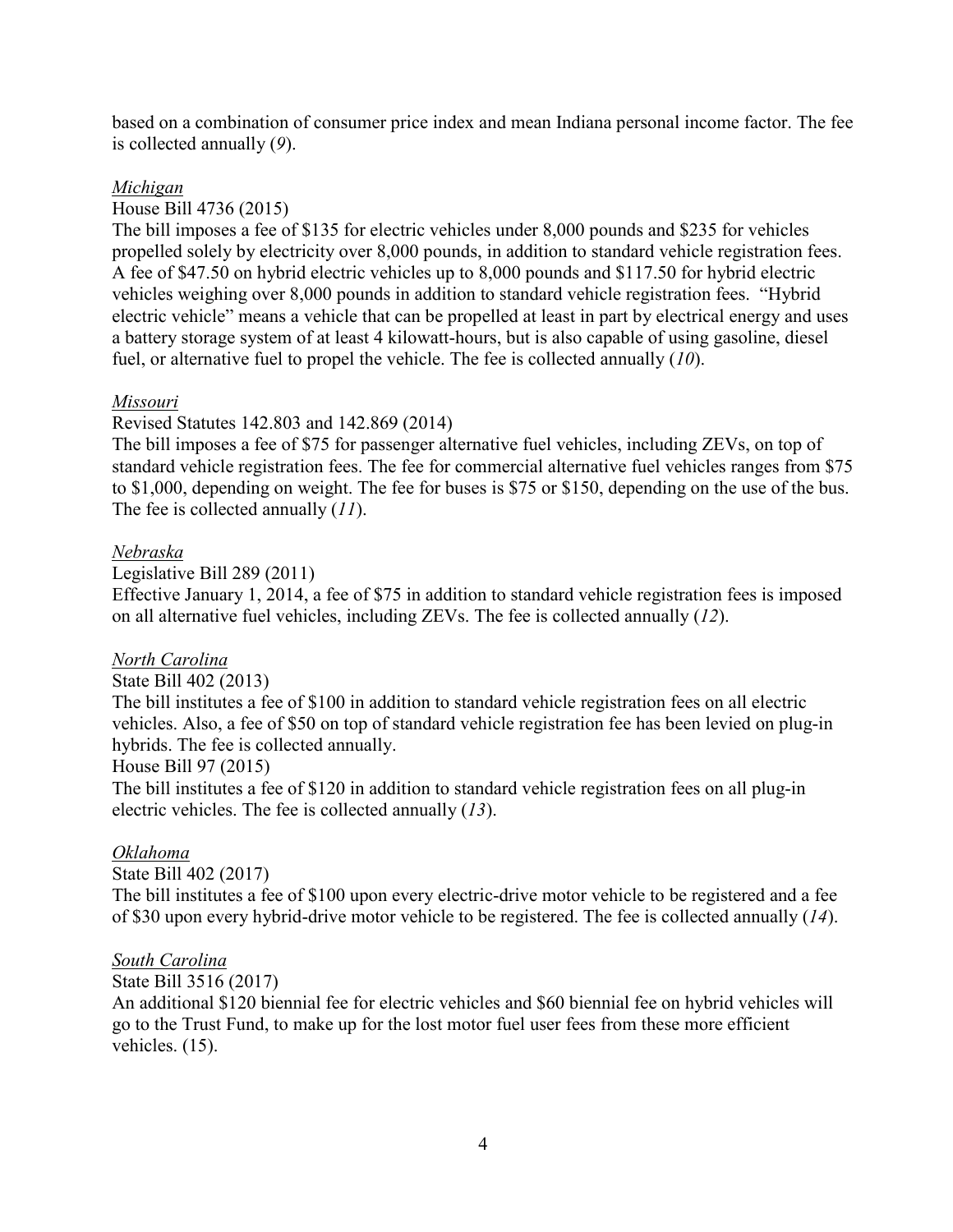based on a combination of consumer price index and mean Indiana personal income factor. The fee is collected annually (*9*).

*Michigan*

House Bill 4736 (2015)

The bill imposes a fee of $135 for electric vehicles under 8,000 pounds and $235 for vehicles propelled solely by electricity over 8,000 pounds, in addition to standard vehicle registration fees. A fee of $47.50 on hybrid electric vehicles up to 8,000 pounds and $117.50 for hybrid electric vehicles weighing over 8,000 pounds in addition to standard vehicle registration fees. "Hybrid electric vehicle" means a vehicle that can be propelled at least in part by electrical energy and uses a battery storage system of at least 4 kilowatt-hours, but is also capable of using gasoline, diesel fuel, or alternative fuel to propel the vehicle. The fee is collected annually (*10*).

*Missouri*

Revised Statutes 142.803 and 142.869 (2014)

The bill imposes a fee of $75 for passenger alternative fuel vehicles, including ZEVs, on top of standard vehicle registration fees. The fee for commercial alternative fuel vehicles ranges from $75 to $1,000, depending on weight. The fee for buses is $75 or $150, depending on the use of the bus. The fee is collected annually (*11*).

*Nebraska*

Legislative Bill 289 (2011)

Effective January 1, 2014, a fee of $75 in addition to standard vehicle registration fees is imposed on all alternative fuel vehicles, including ZEVs. The fee is collected annually (*12*).

*North Carolina*

State Bill 402 (2013)

The bill institutes a fee of $100 in addition to standard vehicle registration fees on all electric vehicles. Also, a fee of $50 on top of standard vehicle registration fee has been levied on plug-in hybrids. The fee is collected annually.

House Bill 97 (2015)

The bill institutes a fee of $120 in addition to standard vehicle registration fees on all plug-in electric vehicles. The fee is collected annually (*13*).

*Oklahoma*

State Bill 402 (2017)

The bill institutes a fee of $100 upon every electric-drive motor vehicle to be registered and a fee of $30 upon every hybrid-drive motor vehicle to be registered. The fee is collected annually (*14*).

*South Carolina*

State Bill 3516 (2017)

An additional $120 biennial fee for electric vehicles and $60 biennial fee on hybrid vehicles will go to the Trust Fund, to make up for the lost motor fuel user fees from these more efficient vehicles. (15).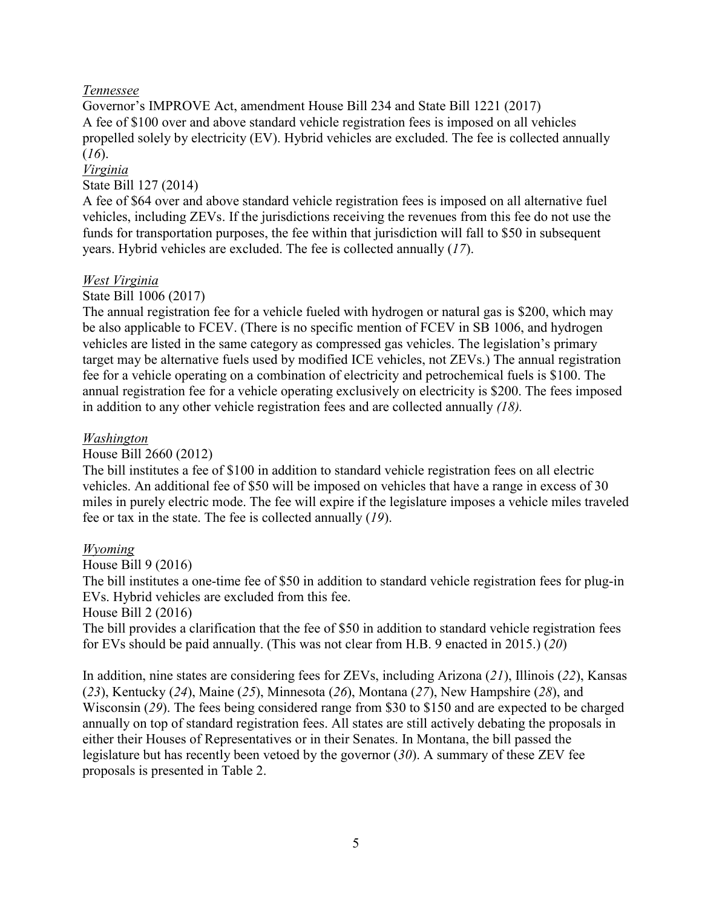*Tennessee*

Governor's IMPROVE Act, amendment House Bill 234 and State Bill 1221 (2017)
A fee of $100 over and above standard vehicle registration fees is imposed on all vehicles propelled solely by electricity (EV). Hybrid vehicles are excluded. The fee is collected annually (*16*).

*Virginia*

State Bill 127 (2014)
A fee of $64 over and above standard vehicle registration fees is imposed on all alternative fuel vehicles, including ZEVs. If the jurisdictions receiving the revenues from this fee do not use the funds for transportation purposes, the fee within that jurisdiction will fall to $50 in subsequent years. Hybrid vehicles are excluded. The fee is collected annually (*17*).

*West Virginia*

State Bill 1006 (2017)
The annual registration fee for a vehicle fueled with hydrogen or natural gas is $200, which may be also applicable to FCEV. (There is no specific mention of FCEV in SB 1006, and hydrogen vehicles are listed in the same category as compressed gas vehicles. The legislation's primary target may be alternative fuels used by modified ICE vehicles, not ZEVs.) The annual registration fee for a vehicle operating on a combination of electricity and petrochemical fuels is $100. The annual registration fee for a vehicle operating exclusively on electricity is $200. The fees imposed in addition to any other vehicle registration fees and are collected annually *(18).*

*Washington*

House Bill 2660 (2012)
The bill institutes a fee of $100 in addition to standard vehicle registration fees on all electric vehicles. An additional fee of $50 will be imposed on vehicles that have a range in excess of 30 miles in purely electric mode. The fee will expire if the legislature imposes a vehicle miles traveled fee or tax in the state. The fee is collected annually (*19*).

*Wyoming*

House Bill 9 (2016)
The bill institutes a one-time fee of $50 in addition to standard vehicle registration fees for plug-in EVs. Hybrid vehicles are excluded from this fee.
House Bill 2 (2016)
The bill provides a clarification that the fee of $50 in addition to standard vehicle registration fees for EVs should be paid annually. (This was not clear from H.B. 9 enacted in 2015.) (*20*)

In addition, nine states are considering fees for ZEVs, including Arizona (*21*), Illinois (*22*), Kansas (*23*), Kentucky (*24*), Maine (*25*), Minnesota (*26*), Montana (*27*), New Hampshire (*28*), and Wisconsin (*29*). The fees being considered range from $30 to $150 and are expected to be charged annually on top of standard registration fees. All states are still actively debating the proposals in either their Houses of Representatives or in their Senates. In Montana, the bill passed the legislature but has recently been vetoed by the governor (*30*). A summary of these ZEV fee proposals is presented in Table 2.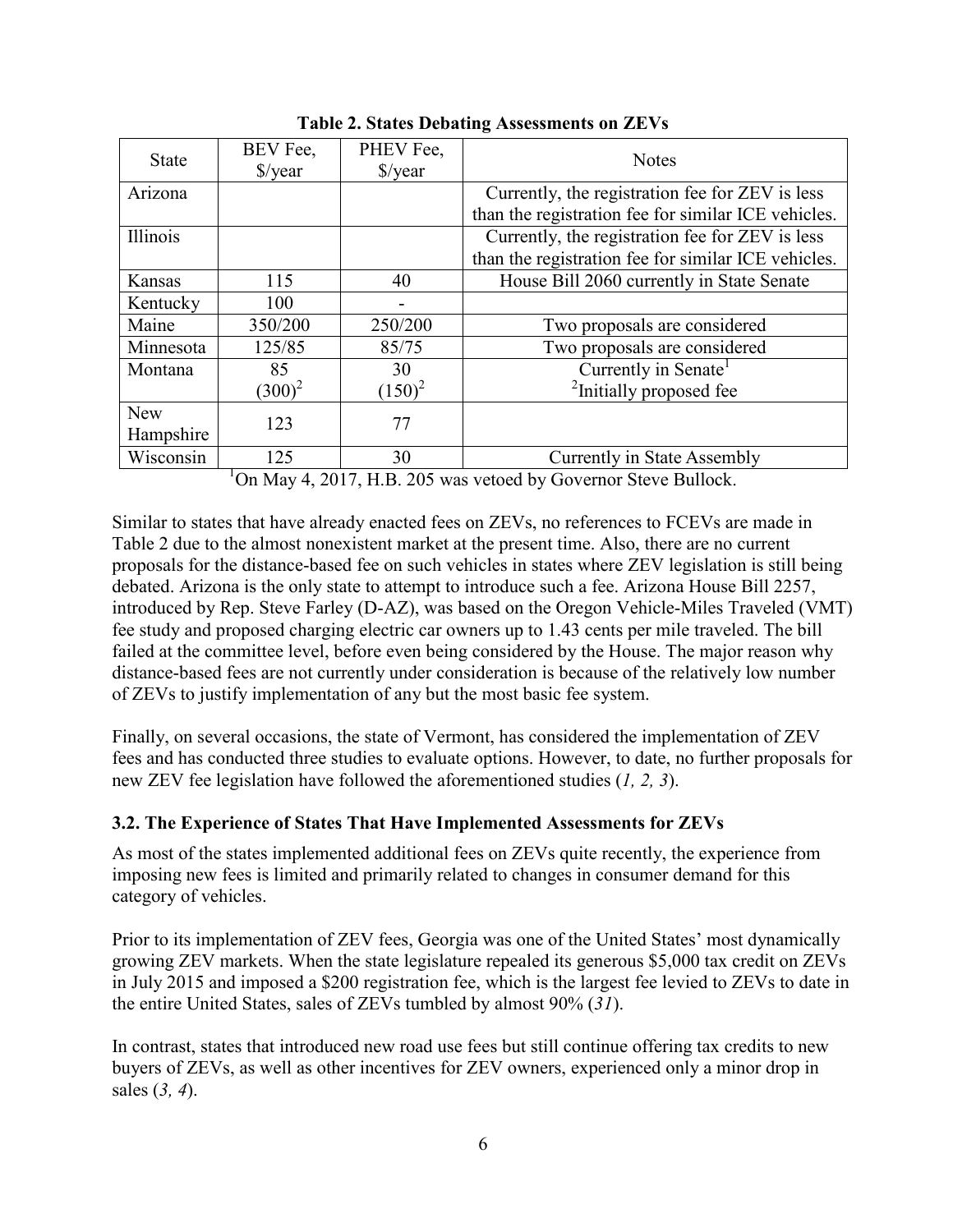**Table 2. States Debating Assessments on ZEVs**

| State | BEV Fee, $/year | PHEV Fee, $/year | Notes |
|---|---|---|---|
| Arizona | | | Currently, the registration fee for ZEV is less than the registration fee for similar ICE vehicles. |
| Illinois | | | Currently, the registration fee for ZEV is less than the registration fee for similar ICE vehicles. |
| Kansas | 115 | 40 | House Bill 2060 currently in State Senate |
| Kentucky | 100 | - | |
| Maine | 350/200 | 250/200 | Two proposals are considered |
| Minnesota | 125/85 | 85/75 | Two proposals are considered |
| Montana | 85 (300)[2] | 30 (150)[2] | Currently in Senate[1] [2]Initially proposed fee |
| New Hampshire | 123 | 77 | |
| Wisconsin | 125 | 30 | Currently in State Assembly |

[1]On May 4, 2017, H.B. 205 was vetoed by Governor Steve Bullock.

Similar to states that have already enacted fees on ZEVs, no references to FCEVs are made in Table 2 due to the almost nonexistent market at the present time. Also, there are no current proposals for the distance-based fee on such vehicles in states where ZEV legislation is still being debated. Arizona is the only state to attempt to introduce such a fee. Arizona House Bill 2257, introduced by Rep. Steve Farley (D-AZ), was based on the Oregon Vehicle-Miles Traveled (VMT) fee study and proposed charging electric car owners up to 1.43 cents per mile traveled. The bill failed at the committee level, before even being considered by the House. The major reason why distance-based fees are not currently under consideration is because of the relatively low number of ZEVs to justify implementation of any but the most basic fee system.

Finally, on several occasions, the state of Vermont, has considered the implementation of ZEV fees and has conducted three studies to evaluate options. However, to date, no further proposals for new ZEV fee legislation have followed the aforementioned studies (*1, 2, 3*).

### 3.2. The Experience of States That Have Implemented Assessments for ZEVs

As most of the states implemented additional fees on ZEVs quite recently, the experience from imposing new fees is limited and primarily related to changes in consumer demand for this category of vehicles.

Prior to its implementation of ZEV fees, Georgia was one of the United States' most dynamically growing ZEV markets. When the state legislature repealed its generous $5,000 tax credit on ZEVs in July 2015 and imposed a $200 registration fee, which is the largest fee levied to ZEVs to date in the entire United States, sales of ZEVs tumbled by almost 90% (*31*).

In contrast, states that introduced new road use fees but still continue offering tax credits to new buyers of ZEVs, as well as other incentives for ZEV owners, experienced only a minor drop in sales (*3, 4*).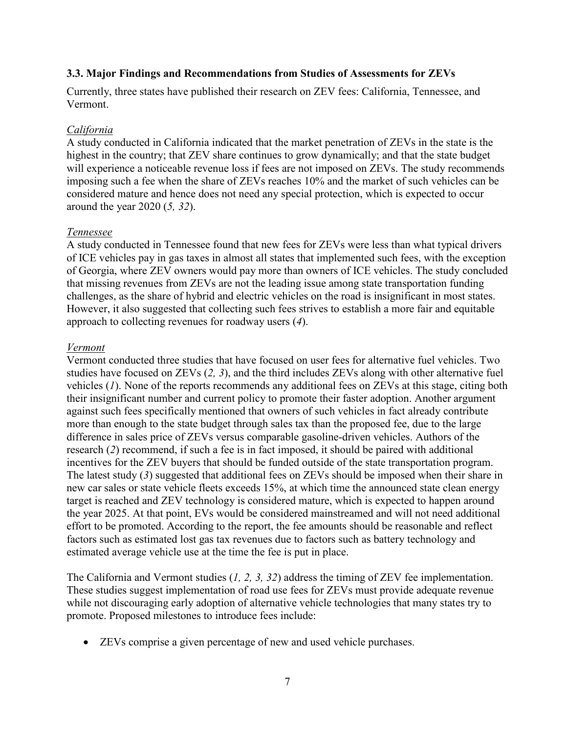### 3.3. Major Findings and Recommendations from Studies of Assessments for ZEVs

Currently, three states have published their research on ZEV fees: California, Tennessee, and Vermont.

*California*

A study conducted in California indicated that the market penetration of ZEVs in the state is the highest in the country; that ZEV share continues to grow dynamically; and that the state budget will experience a noticeable revenue loss if fees are not imposed on ZEVs. The study recommends imposing such a fee when the share of ZEVs reaches 10% and the market of such vehicles can be considered mature and hence does not need any special protection, which is expected to occur around the year 2020 (*5, 32*).

*Tennessee*

A study conducted in Tennessee found that new fees for ZEVs were less than what typical drivers of ICE vehicles pay in gas taxes in almost all states that implemented such fees, with the exception of Georgia, where ZEV owners would pay more than owners of ICE vehicles. The study concluded that missing revenues from ZEVs are not the leading issue among state transportation funding challenges, as the share of hybrid and electric vehicles on the road is insignificant in most states. However, it also suggested that collecting such fees strives to establish a more fair and equitable approach to collecting revenues for roadway users (*4*).

*Vermont*

Vermont conducted three studies that have focused on user fees for alternative fuel vehicles. Two studies have focused on ZEVs (*2, 3*), and the third includes ZEVs along with other alternative fuel vehicles (*1*). None of the reports recommends any additional fees on ZEVs at this stage, citing both their insignificant number and current policy to promote their faster adoption. Another argument against such fees specifically mentioned that owners of such vehicles in fact already contribute more than enough to the state budget through sales tax than the proposed fee, due to the large difference in sales price of ZEVs versus comparable gasoline-driven vehicles. Authors of the research (*2*) recommend, if such a fee is in fact imposed, it should be paired with additional incentives for the ZEV buyers that should be funded outside of the state transportation program. The latest study (*3*) suggested that additional fees on ZEVs should be imposed when their share in new car sales or state vehicle fleets exceeds 15%, at which time the announced state clean energy target is reached and ZEV technology is considered mature, which is expected to happen around the year 2025. At that point, EVs would be considered mainstreamed and will not need additional effort to be promoted. According to the report, the fee amounts should be reasonable and reflect factors such as estimated lost gas tax revenues due to factors such as battery technology and estimated average vehicle use at the time the fee is put in place.

The California and Vermont studies (*1, 2, 3, 32*) address the timing of ZEV fee implementation. These studies suggest implementation of road use fees for ZEVs must provide adequate revenue while not discouraging early adoption of alternative vehicle technologies that many states try to promote. Proposed milestones to introduce fees include:

- ZEVs comprise a given percentage of new and used vehicle purchases.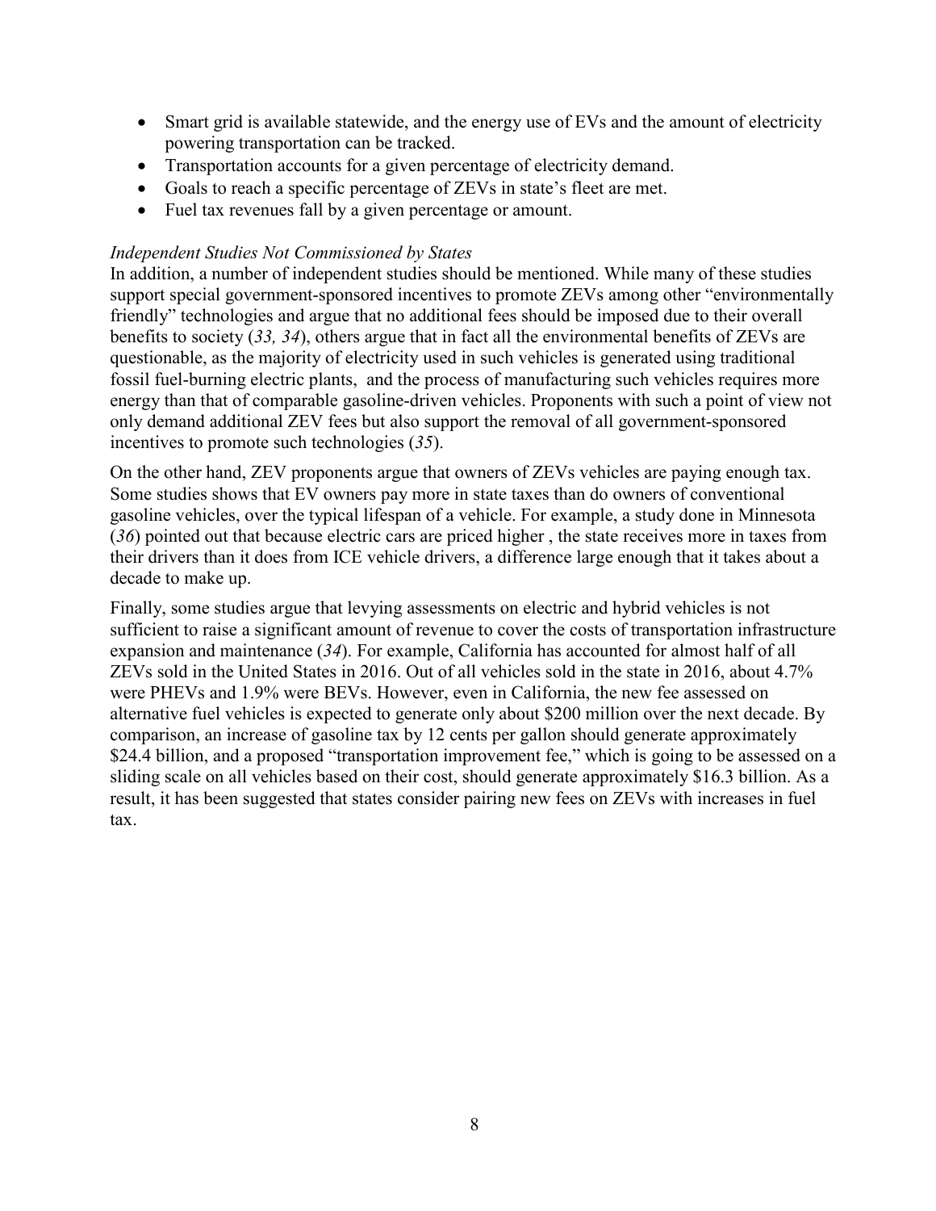- Smart grid is available statewide, and the energy use of EVs and the amount of electricity powering transportation can be tracked.
- Transportation accounts for a given percentage of electricity demand.
- Goals to reach a specific percentage of ZEVs in state's fleet are met.
- Fuel tax revenues fall by a given percentage or amount.

*Independent Studies Not Commissioned by States*

In addition, a number of independent studies should be mentioned. While many of these studies support special government-sponsored incentives to promote ZEVs among other "environmentally friendly" technologies and argue that no additional fees should be imposed due to their overall benefits to society (*33, 34*), others argue that in fact all the environmental benefits of ZEVs are questionable, as the majority of electricity used in such vehicles is generated using traditional fossil fuel-burning electric plants, and the process of manufacturing such vehicles requires more energy than that of comparable gasoline-driven vehicles. Proponents with such a point of view not only demand additional ZEV fees but also support the removal of all government-sponsored incentives to promote such technologies (*35*).

On the other hand, ZEV proponents argue that owners of ZEVs vehicles are paying enough tax. Some studies shows that EV owners pay more in state taxes than do owners of conventional gasoline vehicles, over the typical lifespan of a vehicle. For example, a study done in Minnesota (*36*) pointed out that because electric cars are priced higher , the state receives more in taxes from their drivers than it does from ICE vehicle drivers, a difference large enough that it takes about a decade to make up.

Finally, some studies argue that levying assessments on electric and hybrid vehicles is not sufficient to raise a significant amount of revenue to cover the costs of transportation infrastructure expansion and maintenance (*34*). For example, California has accounted for almost half of all ZEVs sold in the United States in 2016. Out of all vehicles sold in the state in 2016, about 4.7% were PHEVs and 1.9% were BEVs. However, even in California, the new fee assessed on alternative fuel vehicles is expected to generate only about $200 million over the next decade. By comparison, an increase of gasoline tax by 12 cents per gallon should generate approximately $24.4 billion, and a proposed "transportation improvement fee," which is going to be assessed on a sliding scale on all vehicles based on their cost, should generate approximately $16.3 billion. As a result, it has been suggested that states consider pairing new fees on ZEVs with increases in fuel tax.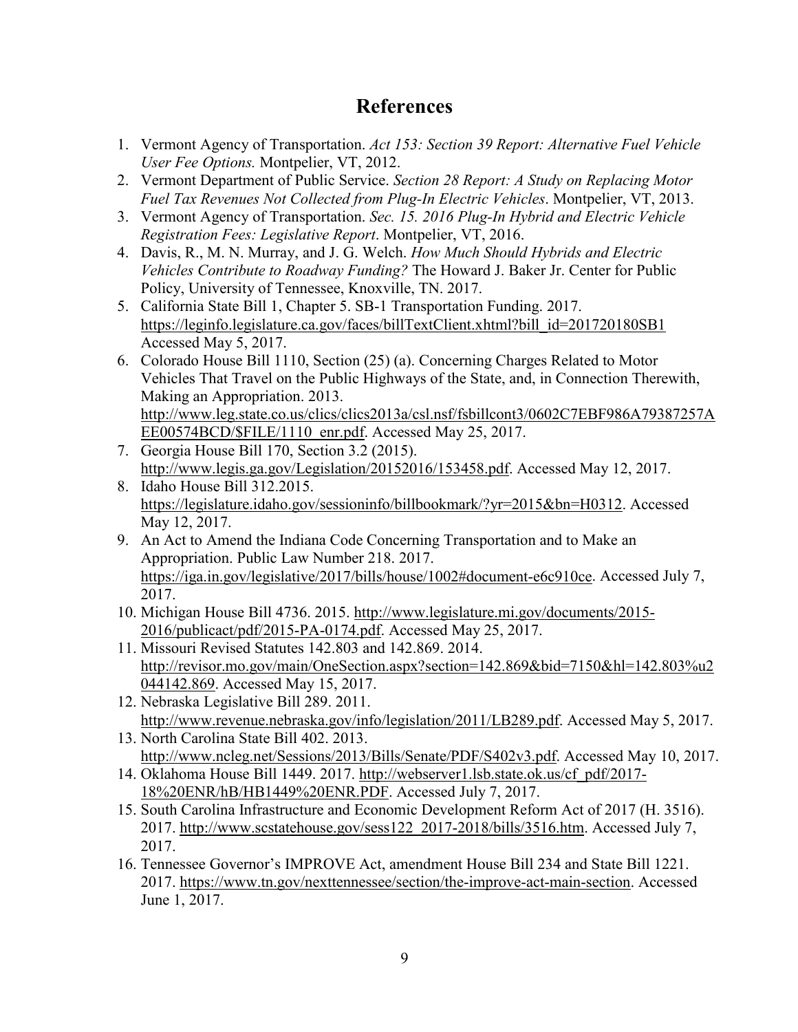# References

1. Vermont Agency of Transportation. *Act 153: Section 39 Report: Alternative Fuel Vehicle User Fee Options.* Montpelier, VT, 2012.
2. Vermont Department of Public Service. *Section 28 Report: A Study on Replacing Motor Fuel Tax Revenues Not Collected from Plug-In Electric Vehicles*. Montpelier, VT, 2013.
3. Vermont Agency of Transportation. *Sec. 15. 2016 Plug-In Hybrid and Electric Vehicle Registration Fees: Legislative Report*. Montpelier, VT, 2016.
4. Davis, R., M. N. Murray, and J. G. Welch. *How Much Should Hybrids and Electric Vehicles Contribute to Roadway Funding?* The Howard J. Baker Jr. Center for Public Policy, University of Tennessee, Knoxville, TN. 2017.
5. California State Bill 1, Chapter 5. SB-1 Transportation Funding. 2017. https://leginfo.legislature.ca.gov/faces/billTextClient.xhtml?bill_id=201720180SB1 Accessed May 5, 2017.
6. Colorado House Bill 1110, Section (25) (a). Concerning Charges Related to Motor Vehicles That Travel on the Public Highways of the State, and, in Connection Therewith, Making an Appropriation. 2013. http://www.leg.state.co.us/clics/clics2013a/csl.nsf/fsbillcont3/0602C7EBF986A79387257AEE00574BCD/$FILE/1110_enr.pdf. Accessed May 25, 2017.
7. Georgia House Bill 170, Section 3.2 (2015). http://www.legis.ga.gov/Legislation/20152016/153458.pdf. Accessed May 12, 2017.
8. Idaho House Bill 312.2015. https://legislature.idaho.gov/sessioninfo/billbookmark/?yr=2015&bn=H0312. Accessed May 12, 2017.
9. An Act to Amend the Indiana Code Concerning Transportation and to Make an Appropriation. Public Law Number 218. 2017. https://iga.in.gov/legislative/2017/bills/house/1002#document-e6c910ce. Accessed July 7, 2017.
10. Michigan House Bill 4736. 2015. http://www.legislature.mi.gov/documents/2015-2016/publicact/pdf/2015-PA-0174.pdf. Accessed May 25, 2017.
11. Missouri Revised Statutes 142.803 and 142.869. 2014. http://revisor.mo.gov/main/OneSection.aspx?section=142.869&bid=7150&hl=142.803%u2044142.869. Accessed May 15, 2017.
12. Nebraska Legislative Bill 289. 2011. http://www.revenue.nebraska.gov/info/legislation/2011/LB289.pdf. Accessed May 5, 2017.
13. North Carolina State Bill 402. 2013. http://www.ncleg.net/Sessions/2013/Bills/Senate/PDF/S402v3.pdf. Accessed May 10, 2017.
14. Oklahoma House Bill 1449. 2017. http://webserver1.lsb.state.ok.us/cf_pdf/2017-18%20ENR/hB/HB1449%20ENR.PDF. Accessed July 7, 2017.
15. South Carolina Infrastructure and Economic Development Reform Act of 2017 (H. 3516). 2017. http://www.scstatehouse.gov/sess122_2017-2018/bills/3516.htm. Accessed July 7, 2017.
16. Tennessee Governor's IMPROVE Act, amendment House Bill 234 and State Bill 1221. 2017. https://www.tn.gov/nexttennessee/section/the-improve-act-main-section. Accessed June 1, 2017.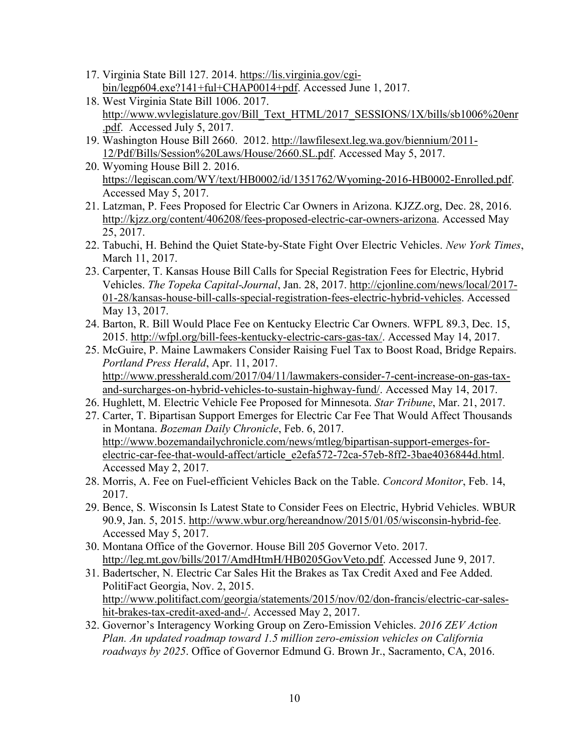17. Virginia State Bill 127. 2014. https://lis.virginia.gov/cgi-bin/legp604.exe?141+ful+CHAP0014+pdf. Accessed June 1, 2017.
18. West Virginia State Bill 1006. 2017. http://www.wvlegislature.gov/Bill_Text_HTML/2017_SESSIONS/1X/bills/sb1006%20enr.pdf. Accessed July 5, 2017.
19. Washington House Bill 2660. 2012. http://lawfilesext.leg.wa.gov/biennium/2011-12/Pdf/Bills/Session%20Laws/House/2660.SL.pdf. Accessed May 5, 2017.
20. Wyoming House Bill 2. 2016. https://legiscan.com/WY/text/HB0002/id/1351762/Wyoming-2016-HB0002-Enrolled.pdf. Accessed May 5, 2017.
21. Latzman, P. Fees Proposed for Electric Car Owners in Arizona. KJZZ.org, Dec. 28, 2016. http://kjzz.org/content/406208/fees-proposed-electric-car-owners-arizona. Accessed May 25, 2017.
22. Tabuchi, H. Behind the Quiet State-by-State Fight Over Electric Vehicles. *New York Times*, March 11, 2017.
23. Carpenter, T. Kansas House Bill Calls for Special Registration Fees for Electric, Hybrid Vehicles. *The Topeka Capital-Journal*, Jan. 28, 2017. http://cjonline.com/news/local/2017-01-28/kansas-house-bill-calls-special-registration-fees-electric-hybrid-vehicles. Accessed May 13, 2017.
24. Barton, R. Bill Would Place Fee on Kentucky Electric Car Owners. WFPL 89.3, Dec. 15, 2015. http://wfpl.org/bill-fees-kentucky-electric-cars-gas-tax/. Accessed May 14, 2017.
25. McGuire, P. Maine Lawmakers Consider Raising Fuel Tax to Boost Road, Bridge Repairs. *Portland Press Herald*, Apr. 11, 2017. http://www.pressherald.com/2017/04/11/lawmakers-consider-7-cent-increase-on-gas-tax-and-surcharges-on-hybrid-vehicles-to-sustain-highway-fund/. Accessed May 14, 2017.
26. Hughlett, M. Electric Vehicle Fee Proposed for Minnesota. *Star Tribune*, Mar. 21, 2017.
27. Carter, T. Bipartisan Support Emerges for Electric Car Fee That Would Affect Thousands in Montana. *Bozeman Daily Chronicle*, Feb. 6, 2017. http://www.bozemandailychronicle.com/news/mtleg/bipartisan-support-emerges-for-electric-car-fee-that-would-affect/article_e2efa572-72ca-57eb-8ff2-3bae4036844d.html. Accessed May 2, 2017.
28. Morris, A. Fee on Fuel-efficient Vehicles Back on the Table. *Concord Monitor*, Feb. 14, 2017.
29. Bence, S. Wisconsin Is Latest State to Consider Fees on Electric, Hybrid Vehicles. WBUR 90.9, Jan. 5, 2015. http://www.wbur.org/hereandnow/2015/01/05/wisconsin-hybrid-fee. Accessed May 5, 2017.
30. Montana Office of the Governor. House Bill 205 Governor Veto. 2017. http://leg.mt.gov/bills/2017/AmdHtmH/HB0205GovVeto.pdf. Accessed June 9, 2017.
31. Badertscher, N. Electric Car Sales Hit the Brakes as Tax Credit Axed and Fee Added. PolitiFact Georgia, Nov. 2, 2015. http://www.politifact.com/georgia/statements/2015/nov/02/don-francis/electric-car-sales-hit-brakes-tax-credit-axed-and-/. Accessed May 2, 2017.
32. Governor's Interagency Working Group on Zero-Emission Vehicles. *2016 ZEV Action Plan. An updated roadmap toward 1.5 million zero-emission vehicles on California roadways by 2025*. Office of Governor Edmund G. Brown Jr., Sacramento, CA, 2016.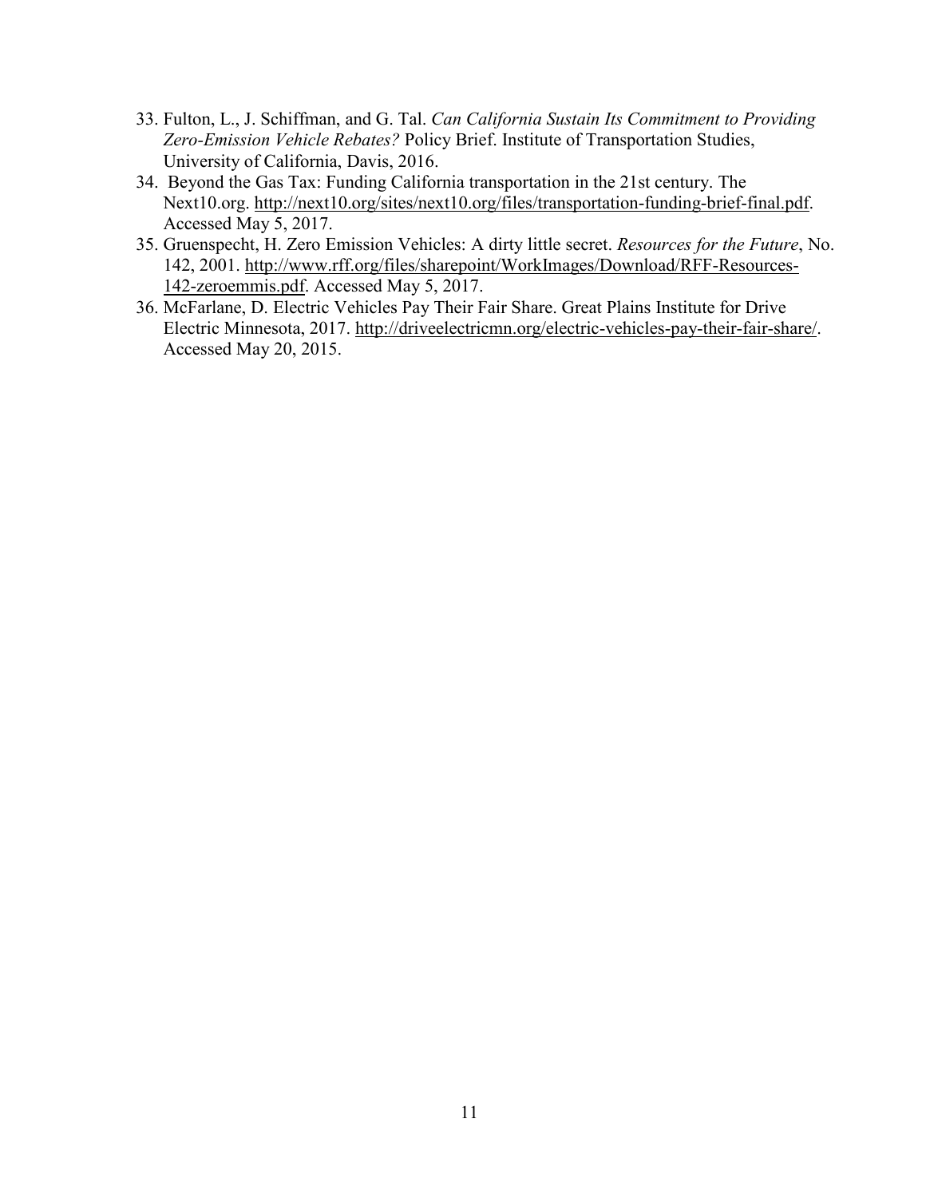33. Fulton, L., J. Schiffman, and G. Tal. *Can California Sustain Its Commitment to Providing Zero-Emission Vehicle Rebates?* Policy Brief. Institute of Transportation Studies, University of California, Davis, 2016.
34. Beyond the Gas Tax: Funding California transportation in the 21st century. The Next10.org. http://next10.org/sites/next10.org/files/transportation-funding-brief-final.pdf. Accessed May 5, 2017.
35. Gruenspecht, H. Zero Emission Vehicles: A dirty little secret. *Resources for the Future*, No. 142, 2001. http://www.rff.org/files/sharepoint/WorkImages/Download/RFF-Resources-142-zeroemmis.pdf. Accessed May 5, 2017.
36. McFarlane, D. Electric Vehicles Pay Their Fair Share. Great Plains Institute for Drive Electric Minnesota, 2017. http://driveelectricmn.org/electric-vehicles-pay-their-fair-share/. Accessed May 20, 2015.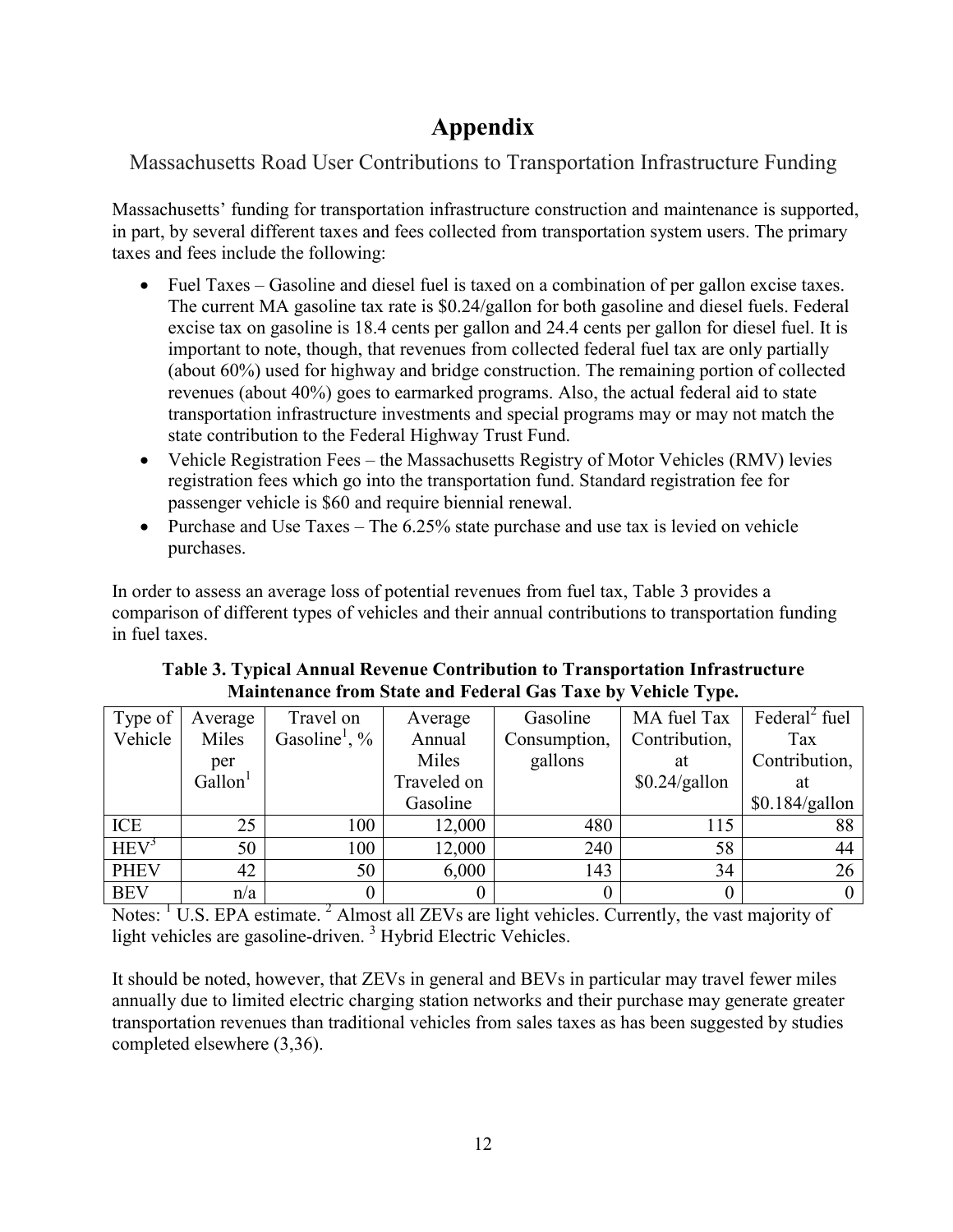# Appendix

## Massachusetts Road User Contributions to Transportation Infrastructure Funding

Massachusetts' funding for transportation infrastructure construction and maintenance is supported, in part, by several different taxes and fees collected from transportation system users. The primary taxes and fees include the following:

- Fuel Taxes – Gasoline and diesel fuel is taxed on a combination of per gallon excise taxes. The current MA gasoline tax rate is \$0.24/gallon for both gasoline and diesel fuels. Federal excise tax on gasoline is 18.4 cents per gallon and 24.4 cents per gallon for diesel fuel. It is important to note, though, that revenues from collected federal fuel tax are only partially (about 60%) used for highway and bridge construction. The remaining portion of collected revenues (about 40%) goes to earmarked programs. Also, the actual federal aid to state transportation infrastructure investments and special programs may or may not match the state contribution to the Federal Highway Trust Fund.
- Vehicle Registration Fees – the Massachusetts Registry of Motor Vehicles (RMV) levies registration fees which go into the transportation fund. Standard registration fee for passenger vehicle is \$60 and require biennial renewal.
- Purchase and Use Taxes – The 6.25% state purchase and use tax is levied on vehicle purchases.

In order to assess an average loss of potential revenues from fuel tax, Table 3 provides a comparison of different types of vehicles and their annual contributions to transportation funding in fuel taxes.

**Table 3. Typical Annual Revenue Contribution to Transportation Infrastructure Maintenance from State and Federal Gas Taxe by Vehicle Type.**

| Type of Vehicle | Average Miles per Gallon[1] | Travel on Gasoline[1], % | Average Annual Miles Traveled on Gasoline | Gasoline Consumption, gallons | MA fuel Tax Contribution, at \$0.24/gallon | Federal[2] fuel Tax Contribution, at \$0.184/gallon |
|---|---|---|---|---|---|---|
| ICE | 25 | 100 | 12,000 | 480 | 115 | 88 |
| HEV[3] | 50 | 100 | 12,000 | 240 | 58 | 44 |
| PHEV | 42 | 50 | 6,000 | 143 | 34 | 26 |
| BEV | n/a | 0 | 0 | 0 | 0 | 0 |

Notes: [1] U.S. EPA estimate. [2] Almost all ZEVs are light vehicles. Currently, the vast majority of light vehicles are gasoline-driven. [3] Hybrid Electric Vehicles.

It should be noted, however, that ZEVs in general and BEVs in particular may travel fewer miles annually due to limited electric charging station networks and their purchase may generate greater transportation revenues than traditional vehicles from sales taxes as has been suggested by studies completed elsewhere (3,36).